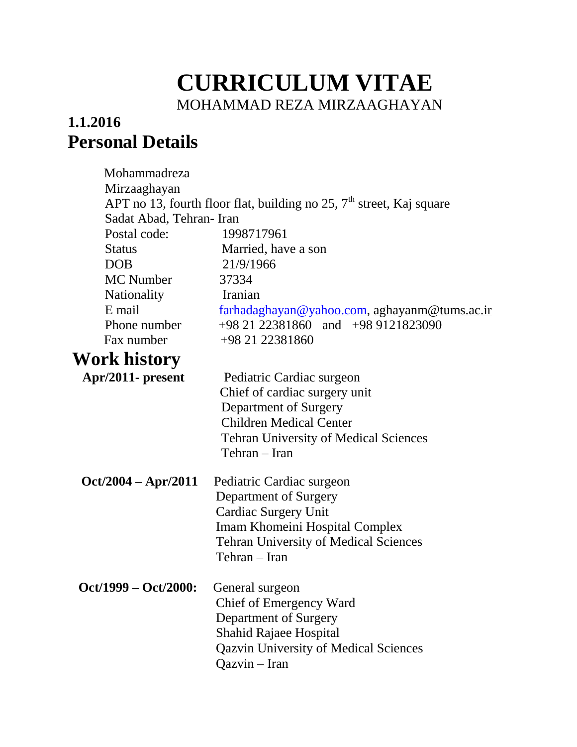# CURRICULUM VITAE

MOHAMMAD REZA MIRZAAGHAYAN

**1.1.2016**

## Personal Details

Mohammadreza
Mirzaaghayan
APT no 13, fourth floor flat, building no 25, 7th street, Kaj square
Sadat Abad, Tehran- Iran

| | |
|---|---|
| Postal code: | 1998717961 |
| Status | Married, have a son |
| DOB | 21/9/1966 |
| MC Number | 37334 |
| Nationality | Iranian |
| E mail | farhadaghayan@yahoo.com, aghayanm@tums.ac.ir |
| Phone number | +98 21 22381860 and +98 9121823090 |
| Fax number | +98 21 22381860 |

## Work history

**Apr/2011- present**
Pediatric Cardiac surgeon
Chief of cardiac surgery unit
Department of Surgery
Children Medical Center
Tehran University of Medical Sciences
Tehran – Iran

**Oct/2004 – Apr/2011**
Pediatric Cardiac surgeon
Department of Surgery
Cardiac Surgery Unit
Imam Khomeini Hospital Complex
Tehran University of Medical Sciences
Tehran – Iran

**Oct/1999 – Oct/2000:**
General surgeon
Chief of Emergency Ward
Department of Surgery
Shahid Rajaee Hospital
Qazvin University of Medical Sciences
Qazvin – Iran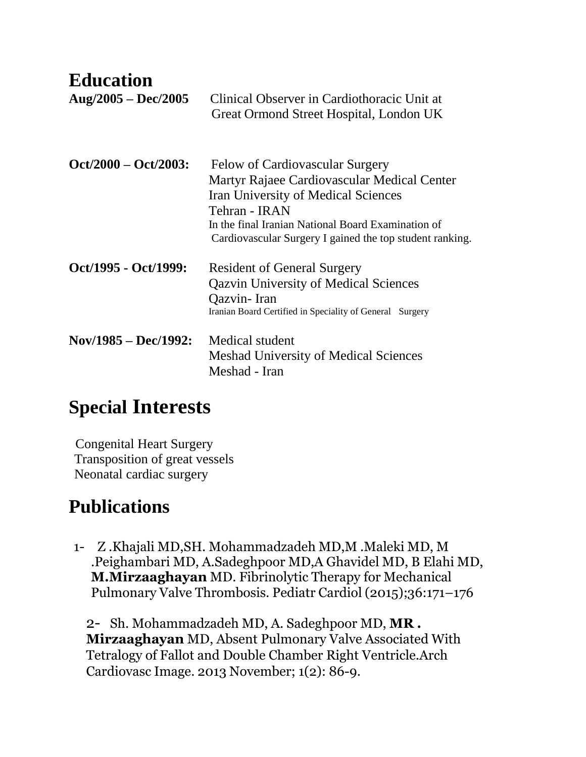## Education

**Aug/2005 – Dec/2005** Clinical Observer in Cardiothoracic Unit at Great Ormond Street Hospital, London UK

**Oct/2000 – Oct/2003:** Felow of Cardiovascular Surgery
Martyr Rajaee Cardiovascular Medical Center
Iran University of Medical Sciences
Tehran - IRAN
In the final Iranian National Board Examination of Cardiovascular Surgery I gained the top student ranking.

**Oct/1995 - Oct/1999:** Resident of General Surgery
Qazvin University of Medical Sciences
Qazvin- Iran
Iranian Board Certified in Speciality of General Surgery

**Nov/1985 – Dec/1992:** Medical student
Meshad University of Medical Sciences
Meshad - Iran

## Special Interests

Congenital Heart Surgery
Transposition of great vessels
Neonatal cardiac surgery

## Publications

1- Z .Khajali MD,SH. Mohammadzadeh MD,M .Maleki MD, M .Peighambari MD, A.Sadeghpoor MD,A Ghavidel MD, B Elahi MD, **M.Mirzaaghayan** MD. Fibrinolytic Therapy for Mechanical Pulmonary Valve Thrombosis. Pediatr Cardiol (2015);36:171–176

2- Sh. Mohammadzadeh MD, A. Sadeghpoor MD, **MR . Mirzaaghayan** MD, Absent Pulmonary Valve Associated With Tetralogy of Fallot and Double Chamber Right Ventricle.Arch Cardiovasc Image. 2013 November; 1(2): 86-9.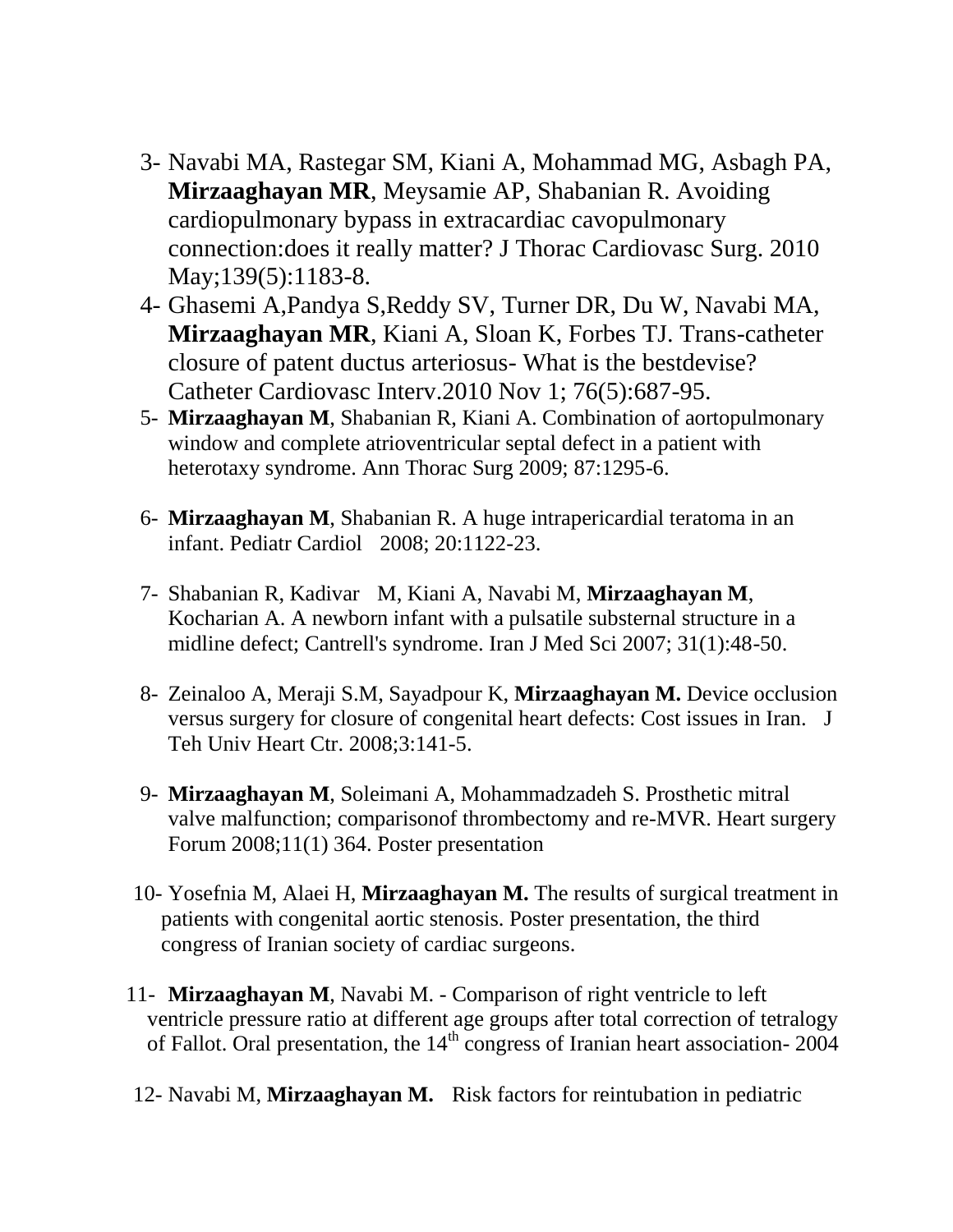3- Navabi MA, Rastegar SM, Kiani A, Mohammad MG, Asbagh PA, **Mirzaaghayan MR**, Meysamie AP, Shabanian R. Avoiding cardiopulmonary bypass in extracardiac cavopulmonary connection:does it really matter? J Thorac Cardiovasc Surg. 2010 May;139(5):1183-8.

4- Ghasemi A,Pandya S,Reddy SV, Turner DR, Du W, Navabi MA, **Mirzaaghayan MR**, Kiani A, Sloan K, Forbes TJ. Trans-catheter closure of patent ductus arteriosus- What is the bestdevise? Catheter Cardiovasc Interv.2010 Nov 1; 76(5):687-95.

5- **Mirzaaghayan M**, Shabanian R, Kiani A. Combination of aortopulmonary window and complete atrioventricular septal defect in a patient with heterotaxy syndrome. Ann Thorac Surg 2009; 87:1295-6.

6- **Mirzaaghayan M**, Shabanian R. A huge intrapericardial teratoma in an infant. Pediatr Cardiol 2008; 20:1122-23.

7- Shabanian R, Kadivar M, Kiani A, Navabi M, **Mirzaaghayan M**, Kocharian A. A newborn infant with a pulsatile substernal structure in a midline defect; Cantrell's syndrome. Iran J Med Sci 2007; 31(1):48-50.

8- Zeinaloo A, Meraji S.M, Sayadpour K, **Mirzaaghayan M.** Device occlusion versus surgery for closure of congenital heart defects: Cost issues in Iran. J Teh Univ Heart Ctr. 2008;3:141-5.

9- **Mirzaaghayan M**, Soleimani A, Mohammadzadeh S. Prosthetic mitral valve malfunction; comparisonof thrombectomy and re-MVR. Heart surgery Forum 2008;11(1) 364. Poster presentation

10- Yosefnia M, Alaei H, **Mirzaaghayan M.** The results of surgical treatment in patients with congenital aortic stenosis. Poster presentation, the third congress of Iranian society of cardiac surgeons.

11- **Mirzaaghayan M**, Navabi M. - Comparison of right ventricle to left ventricle pressure ratio at different age groups after total correction of tetralogy of Fallot. Oral presentation, the 14th congress of Iranian heart association- 2004

12- Navabi M, **Mirzaaghayan M.** Risk factors for reintubation in pediatric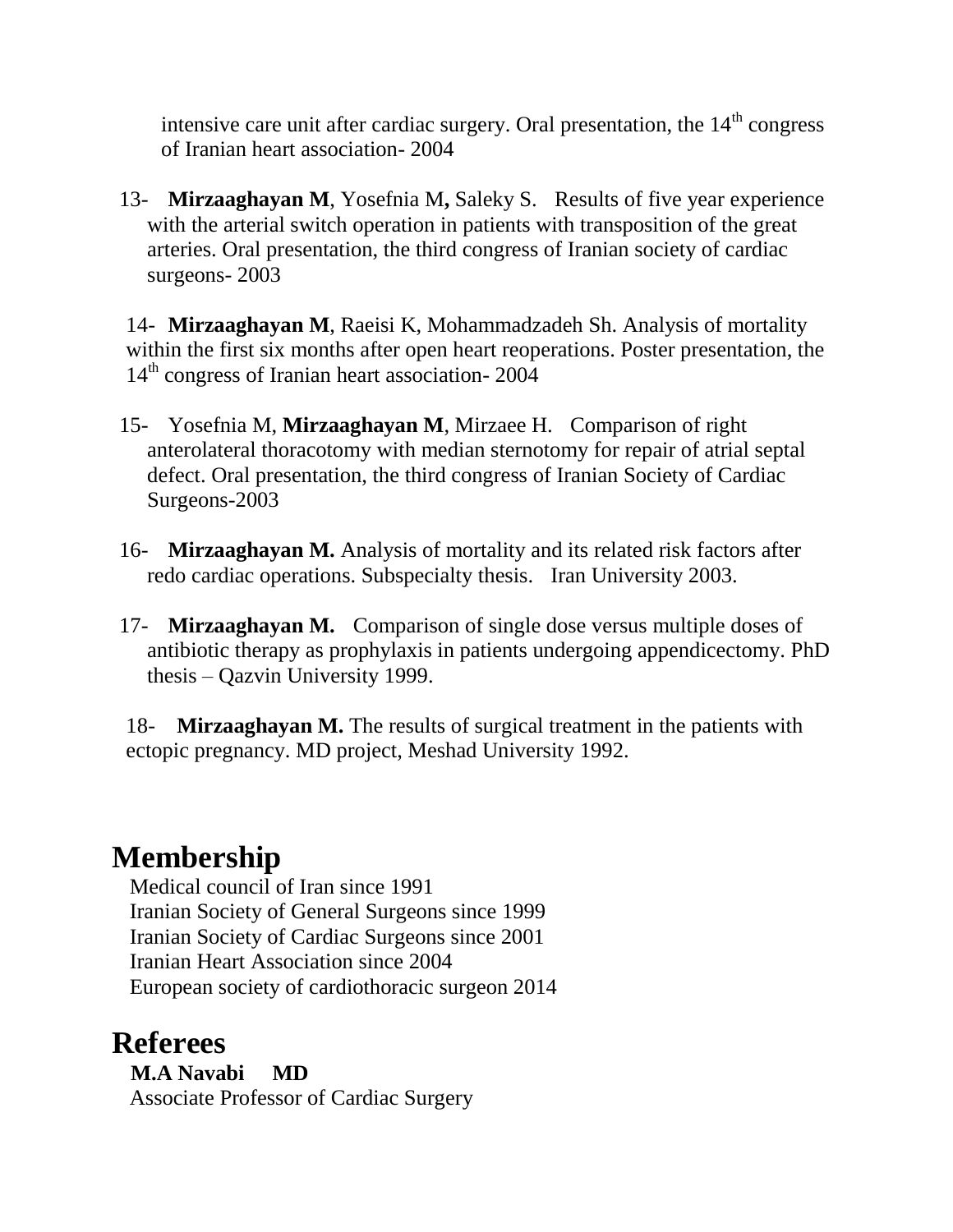intensive care unit after cardiac surgery. Oral presentation, the 14th congress of Iranian heart association- 2004

13- **Mirzaaghayan M**, Yosefnia M**,** Saleky S. Results of five year experience with the arterial switch operation in patients with transposition of the great arteries. Oral presentation, the third congress of Iranian society of cardiac surgeons- 2003

14- **Mirzaaghayan M**, Raeisi K, Mohammadzadeh Sh. Analysis of mortality within the first six months after open heart reoperations. Poster presentation, the 14th congress of Iranian heart association- 2004

15- Yosefnia M, **Mirzaaghayan M**, Mirzaee H. Comparison of right anterolateral thoracotomy with median sternotomy for repair of atrial septal defect. Oral presentation, the third congress of Iranian Society of Cardiac Surgeons-2003

16- **Mirzaaghayan M.** Analysis of mortality and its related risk factors after redo cardiac operations. Subspecialty thesis. Iran University 2003.

17- **Mirzaaghayan M.** Comparison of single dose versus multiple doses of antibiotic therapy as prophylaxis in patients undergoing appendicectomy. PhD thesis – Qazvin University 1999.

18- **Mirzaaghayan M.** The results of surgical treatment in the patients with ectopic pregnancy. MD project, Meshad University 1992.

# Membership

Medical council of Iran since 1991
Iranian Society of General Surgeons since 1999
Iranian Society of Cardiac Surgeons since 2001
Iranian Heart Association since 2004
European society of cardiothoracic surgeon 2014

# Referees

**M.A Navabi MD**
Associate Professor of Cardiac Surgery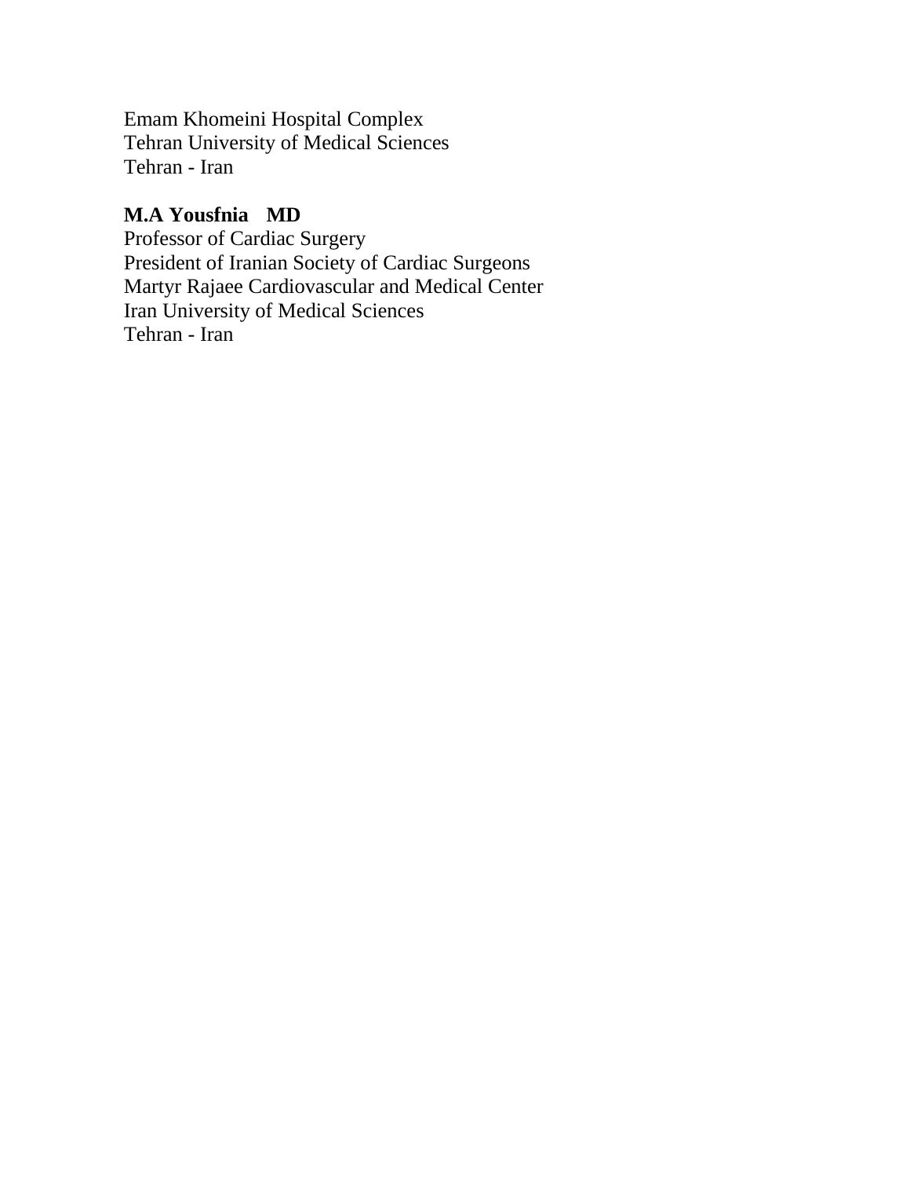Emam Khomeini Hospital Complex
Tehran University of Medical Sciences
Tehran - Iran

**M.A Yousfnia MD**
Professor of Cardiac Surgery
President of Iranian Society of Cardiac Surgeons
Martyr Rajaee Cardiovascular and Medical Center
Iran University of Medical Sciences
Tehran - Iran